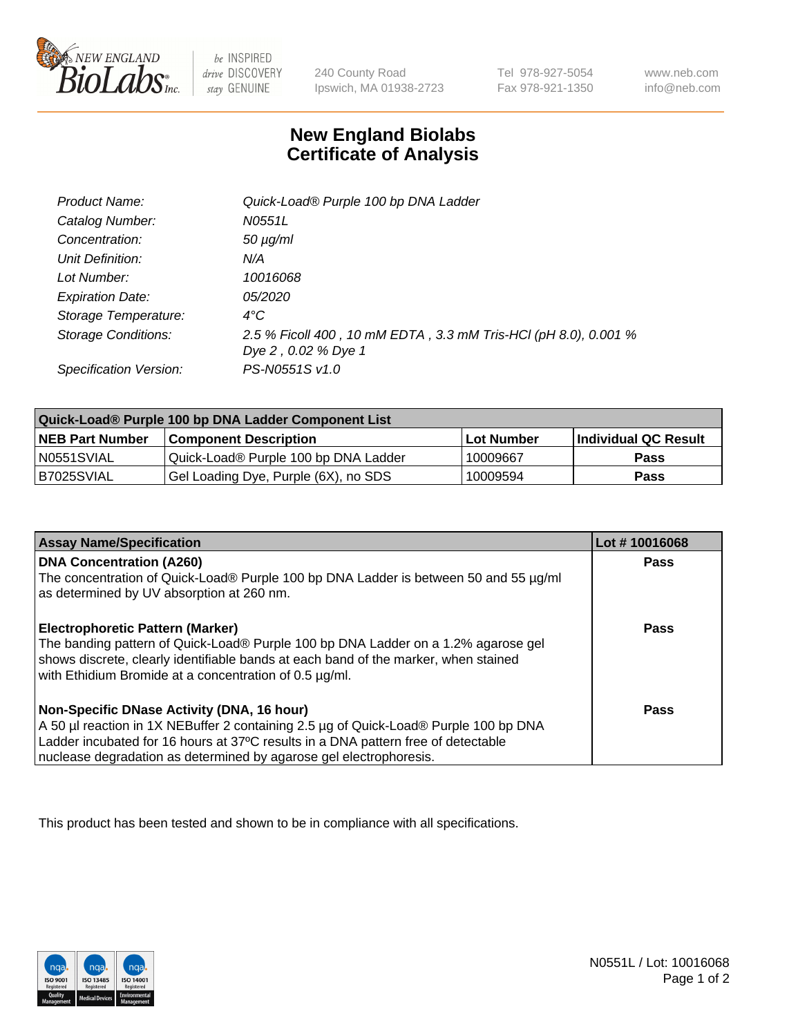240 County Road
Ipswich, MA 01938-2723

Tel 978-927-5054
Fax 978-921-1350

www.neb.com
info@neb.com

# New England Biolabs
# Certificate of Analysis

| | |
|---|---|
| *Product Name:* | *Quick-Load® Purple 100 bp DNA Ladder* |
| *Catalog Number:* | *N0551L* |
| *Concentration:* | *50 µg/ml* |
| *Unit Definition:* | *N/A* |
| *Lot Number:* | *10016068* |
| *Expiration Date:* | *05/2020* |
| *Storage Temperature:* | *4°C* |
| *Storage Conditions:* | *2.5 % Ficoll 400 , 10 mM EDTA , 3.3 mM Tris-HCl (pH 8.0), 0.001 % Dye 2 , 0.02 % Dye 1* |
| *Specification Version:* | *PS-N0551S v1.0* |

| **Quick-Load® Purple 100 bp DNA Ladder Component List** | | | |
|---|---|---|---|
| **NEB Part Number** | **Component Description** | **Lot Number** | **Individual QC Result** |
| N0551SVIAL | Quick-Load® Purple 100 bp DNA Ladder | 10009667 | **Pass** |
| B7025SVIAL | Gel Loading Dye, Purple (6X), no SDS | 10009594 | **Pass** |

| **Assay Name/Specification** | **Lot # 10016068** |
|---|---|
| **DNA Concentration (A260)**<br>The concentration of Quick-Load® Purple 100 bp DNA Ladder is between 50 and 55 µg/ml as determined by UV absorption at 260 nm. | **Pass** |
| **Electrophoretic Pattern (Marker)**<br>The banding pattern of Quick-Load® Purple 100 bp DNA Ladder on a 1.2% agarose gel shows discrete, clearly identifiable bands at each band of the marker, when stained with Ethidium Bromide at a concentration of 0.5 µg/ml. | **Pass** |
| **Non-Specific DNase Activity (DNA, 16 hour)**<br>A 50 µl reaction in 1X NEBuffer 2 containing 2.5 µg of Quick-Load® Purple 100 bp DNA Ladder incubated for 16 hours at 37ºC results in a DNA pattern free of detectable nuclease degradation as determined by agarose gel electrophoresis. | **Pass** |

This product has been tested and shown to be in compliance with all specifications.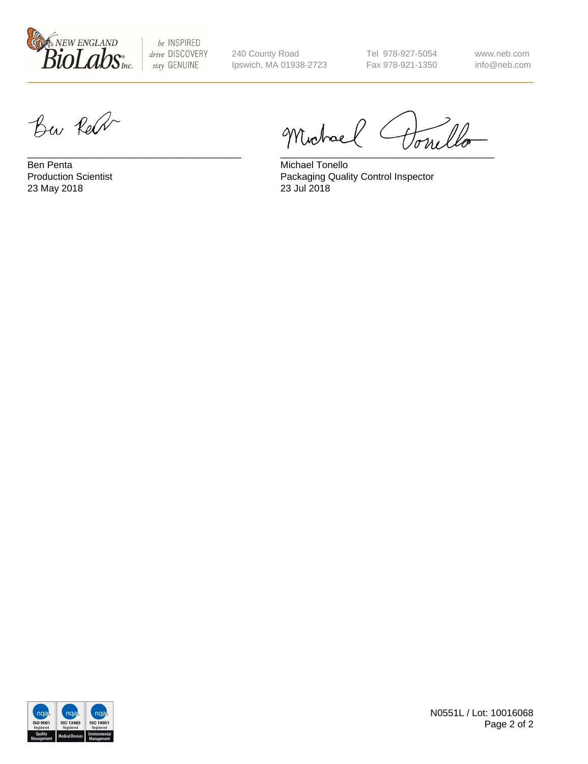Ben Penta
Production Scientist
23 May 2018

Michael Tonello
Packaging Quality Control Inspector
23 Jul 2018

N0551L / Lot: 10016068